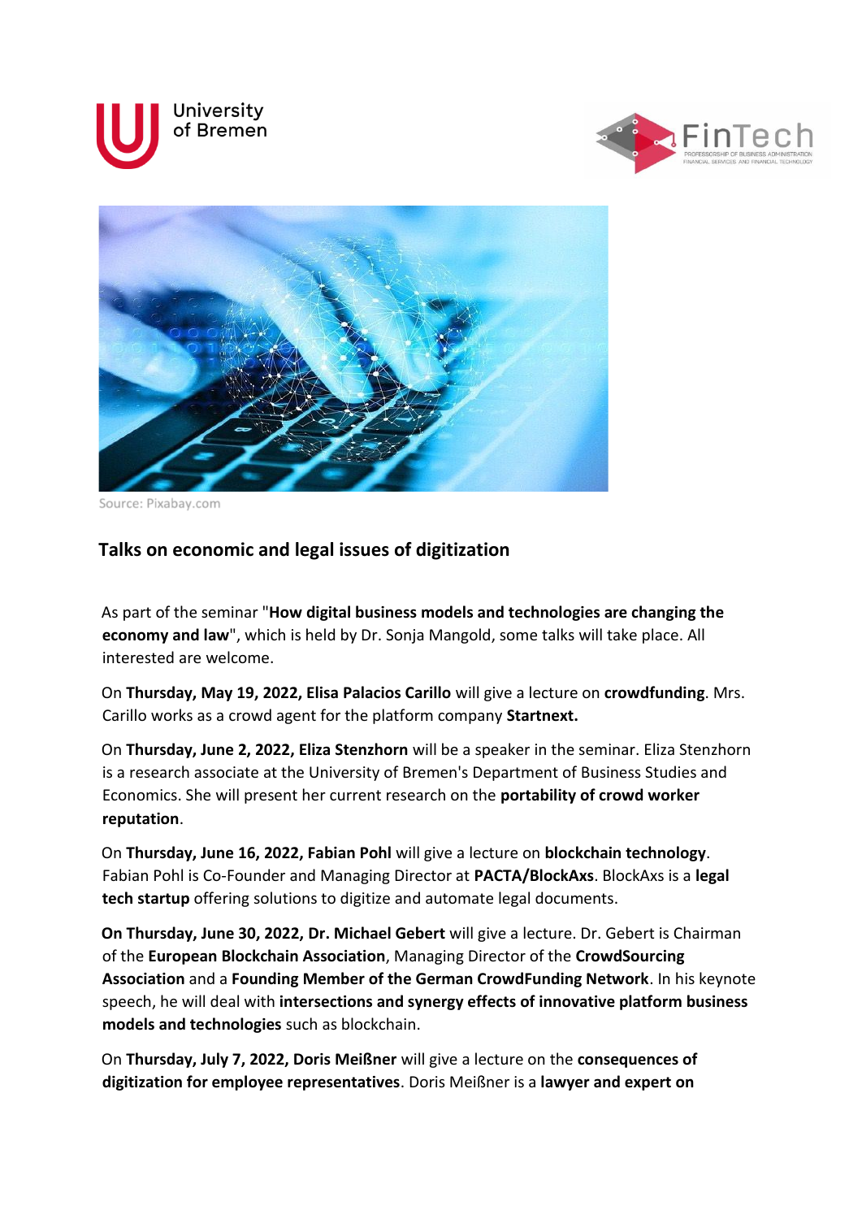Source: Pixabay.com

## Talks on economic and legal issues of digitization

As part of the seminar "**How digital business models and technologies are changing the economy and law**", which is held by Dr. Sonja Mangold, some talks will take place. All interested are welcome.

On **Thursday, May 19, 2022, Elisa Palacios Carillo** will give a lecture on **crowdfunding**. Mrs. Carillo works as a crowd agent for the platform company **Startnext.**

On **Thursday, June 2, 2022, Eliza Stenzhorn** will be a speaker in the seminar. Eliza Stenzhorn is a research associate at the University of Bremen's Department of Business Studies and Economics. She will present her current research on the **portability of crowd worker reputation**.

On **Thursday, June 16, 2022, Fabian Pohl** will give a lecture on **blockchain technology**. Fabian Pohl is Co-Founder and Managing Director at **PACTA/BlockAxs**. BlockAxs is a **legal tech startup** offering solutions to digitize and automate legal documents.

**On Thursday, June 30, 2022, Dr. Michael Gebert** will give a lecture. Dr. Gebert is Chairman of the **European Blockchain Association**, Managing Director of the **CrowdSourcing Association** and a **Founding Member of the German CrowdFunding Network**. In his keynote speech, he will deal with **intersections and synergy effects of innovative platform business models and technologies** such as blockchain.

On **Thursday, July 7, 2022, Doris Meißner** will give a lecture on the **consequences of digitization for employee representatives**. Doris Meißner is a **lawyer and expert on**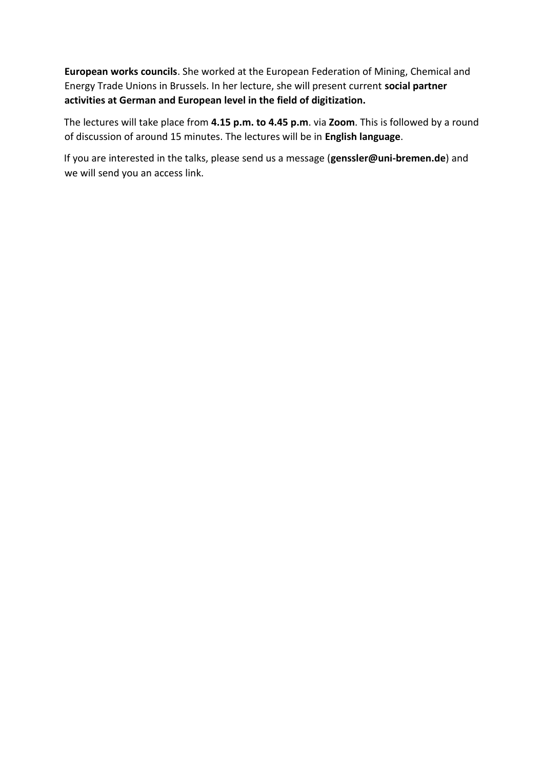**European works councils**. She worked at the European Federation of Mining, Chemical and Energy Trade Unions in Brussels. In her lecture, she will present current **social partner activities at German and European level in the field of digitization.**

The lectures will take place from **4.15 p.m. to 4.45 p.m**. via **Zoom**. This is followed by a round of discussion of around 15 minutes. The lectures will be in **English language**.

If you are interested in the talks, please send us a message (**genssler@uni-bremen.de**) and we will send you an access link.